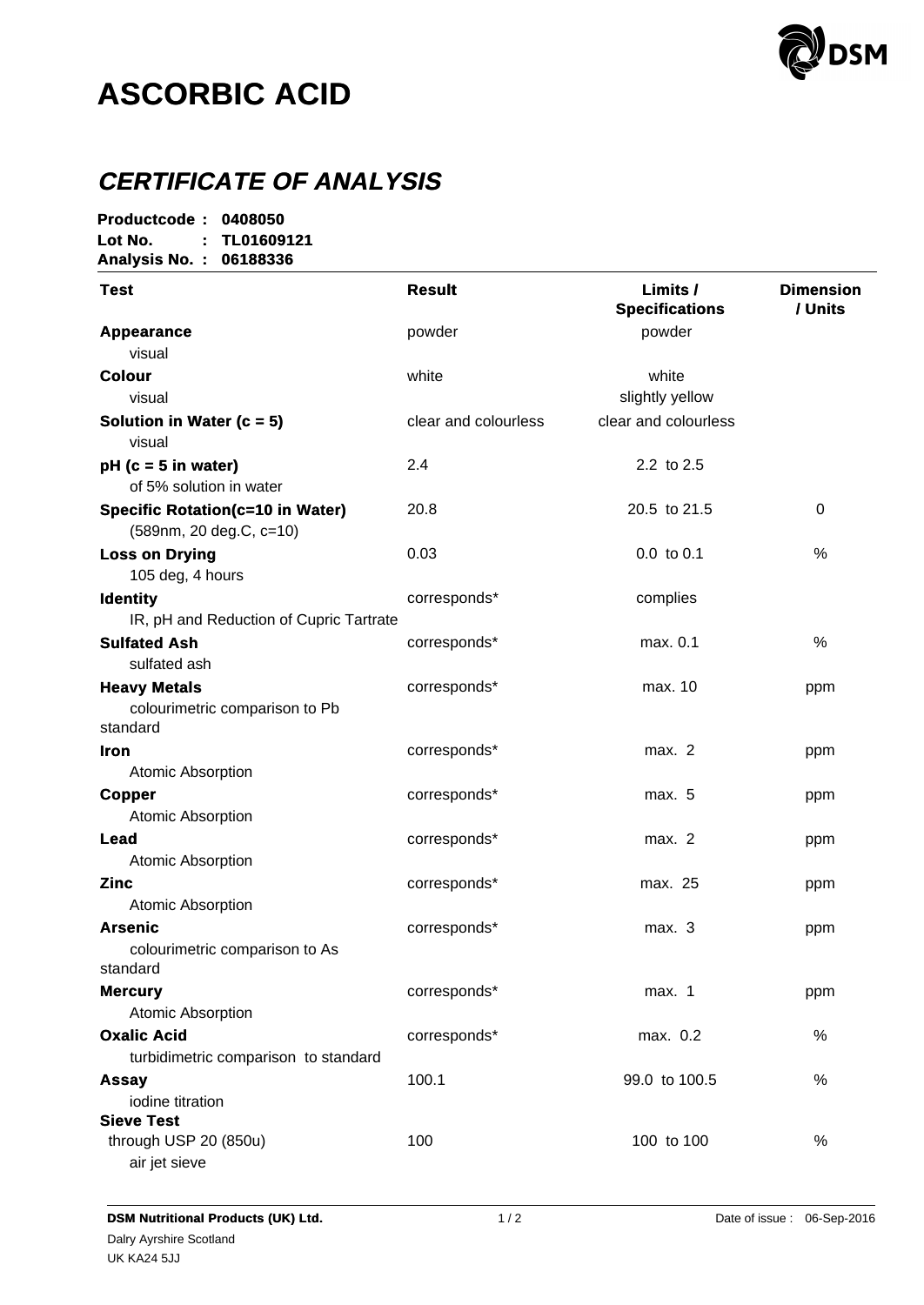# ASCORBIC ACID

## *CERTIFICATE OF ANALYSIS*

**Productcode : 0408050**
**Lot No. : TL01609121**
**Analysis No. : 06188336**

| Test | Result | Limits / Specifications | Dimension / Units |
|---|---|---|---|
| **Appearance**<br>visual | powder | powder | |
| **Colour**<br>visual | white | white<br>slightly yellow | |
| **Solution in Water (c = 5)**<br>visual | clear and colourless | clear and colourless | |
| **pH (c = 5 in water)**<br>of 5% solution in water | 2.4 | 2.2 to 2.5 | |
| **Specific Rotation(c=10 in Water)**<br>(589nm, 20 deg.C, c=10) | 20.8 | 20.5 to 21.5 | 0 |
| **Loss on Drying**<br>105 deg, 4 hours | 0.03 | 0.0 to 0.1 | % |
| **Identity**<br>IR, pH and Reduction of Cupric Tartrate | corresponds* | complies | |
| **Sulfated Ash**<br>sulfated ash | corresponds* | max. 0.1 | % |
| **Heavy Metals**<br>colourimetric comparison to Pb standard | corresponds* | max. 10 | ppm |
| **Iron**<br>Atomic Absorption | corresponds* | max. 2 | ppm |
| **Copper**<br>Atomic Absorption | corresponds* | max. 5 | ppm |
| **Lead**<br>Atomic Absorption | corresponds* | max. 2 | ppm |
| **Zinc**<br>Atomic Absorption | corresponds* | max. 25 | ppm |
| **Arsenic**<br>colourimetric comparison to As standard | corresponds* | max. 3 | ppm |
| **Mercury**<br>Atomic Absorption | corresponds* | max. 1 | ppm |
| **Oxalic Acid**<br>turbidimetric comparison to standard | corresponds* | max. 0.2 | % |
| **Assay**<br>iodine titration | 100.1 | 99.0 to 100.5 | % |
| **Sieve Test**<br>through USP 20 (850u)<br>air jet sieve | 100 | 100 to 100 | % |

**DSM Nutritional Products (UK) Ltd.**
Dalry Ayrshire Scotland
UK KA24 5JJ

Date of issue : 06-Sep-2016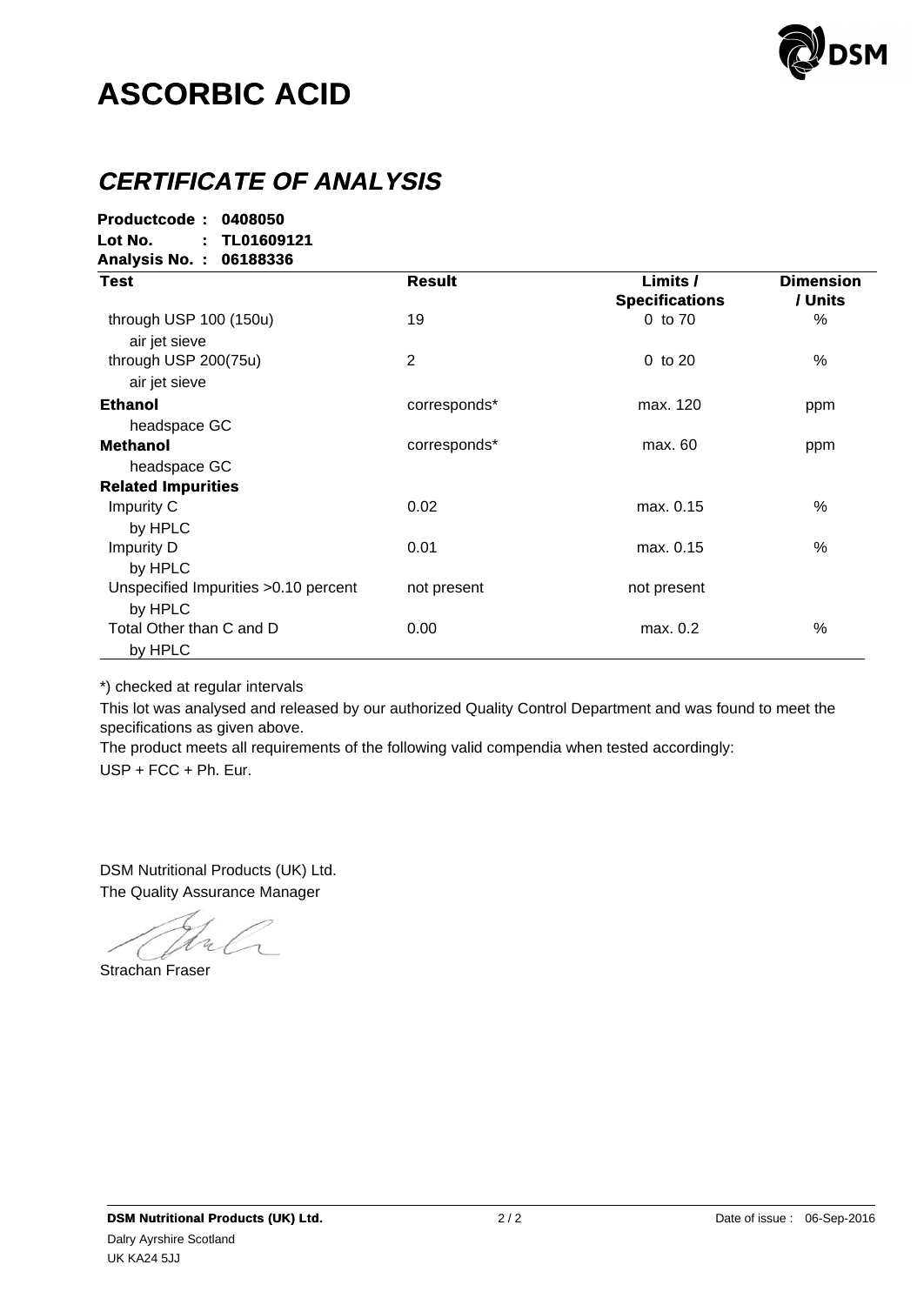# ASCORBIC ACID

## *CERTIFICATE OF ANALYSIS*

**Productcode : 0408050**
**Lot No. : TL01609121**
**Analysis No. : 06188336**

| **Test** | **Result** | **Limits / Specifications** | **Dimension / Units** |
|---|---|---|---|
| through USP 100 (150u) air jet sieve | 19 | 0 to 70 | % |
| through USP 200(75u) air jet sieve | 2 | 0 to 20 | % |
| **Ethanol** headspace GC | corresponds* | max. 120 | ppm |
| **Methanol** headspace GC | corresponds* | max. 60 | ppm |
| **Related Impurities** | | | |
| Impurity C by HPLC | 0.02 | max. 0.15 | % |
| Impurity D by HPLC | 0.01 | max. 0.15 | % |
| Unspecified Impurities >0.10 percent by HPLC | not present | not present | |
| Total Other than C and D by HPLC | 0.00 | max. 0.2 | % |

*) checked at regular intervals

This lot was analysed and released by our authorized Quality Control Department and was found to meet the specifications as given above.

The product meets all requirements of the following valid compendia when tested accordingly:

USP + FCC + Ph. Eur.

DSM Nutritional Products (UK) Ltd.
The Quality Assurance Manager

Strachan Fraser

**DSM Nutritional Products (UK) Ltd.**
Dalry Ayrshire Scotland
UK KA24 5JJ

Date of issue : 06-Sep-2016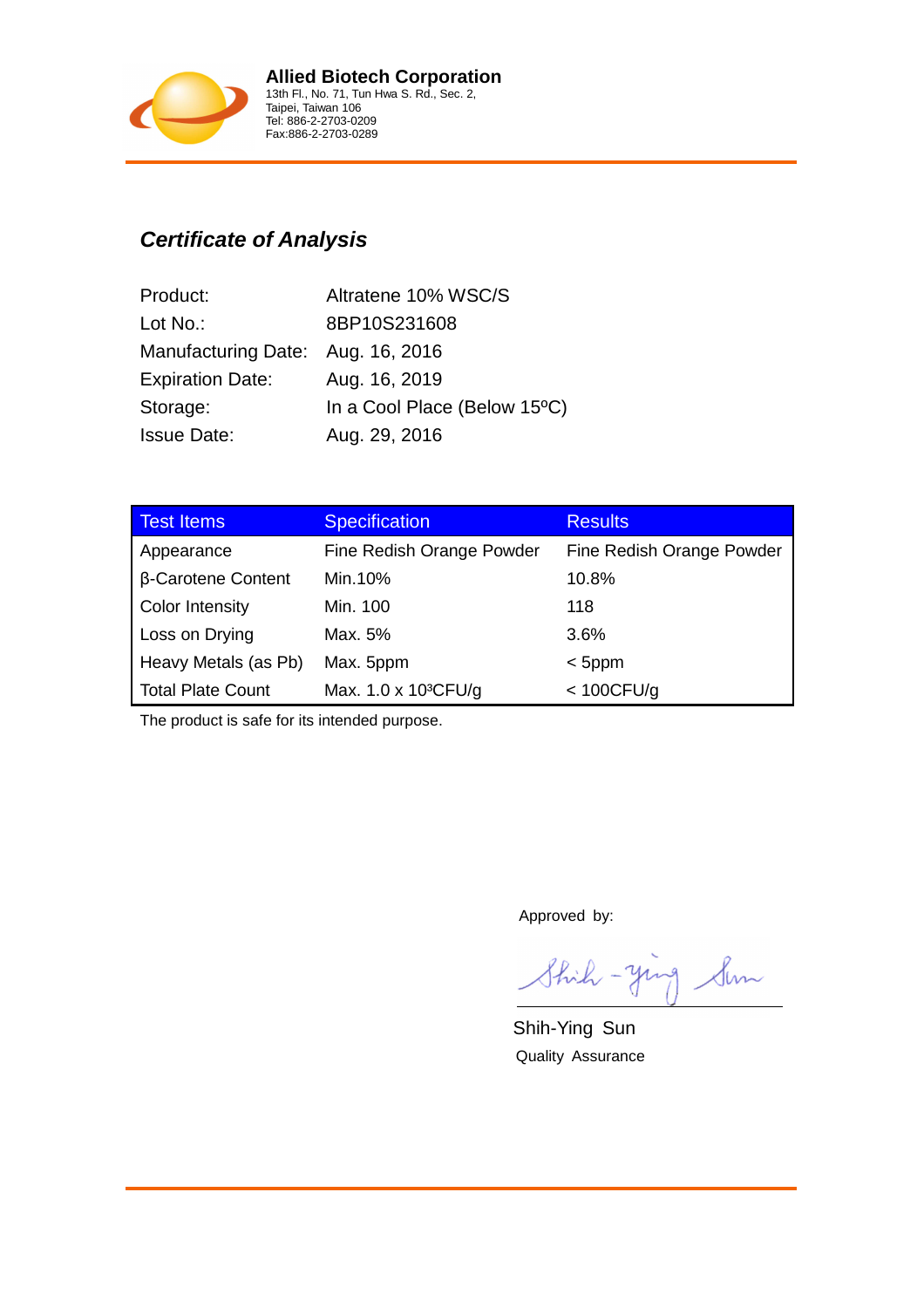**Allied Biotech Corporation**
13th Fl., No. 71, Tun Hwa S. Rd., Sec. 2,
Taipei, Taiwan 106
Tel: 886-2-2703-0209
Fax:886-2-2703-0289

## *Certificate of Analysis*

| | |
|---|---|
| Product: | Altratene 10% WSC/S |
| Lot No.: | 8BP10S231608 |
| Manufacturing Date: | Aug. 16, 2016 |
| Expiration Date: | Aug. 16, 2019 |
| Storage: | In a Cool Place (Below 15ºC) |
| Issue Date: | Aug. 29, 2016 |

| Test Items | Specification | Results |
|---|---|---|
| Appearance | Fine Redish Orange Powder | Fine Redish Orange Powder |
| β-Carotene Content | Min.10% | 10.8% |
| Color Intensity | Min. 100 | 118 |
| Loss on Drying | Max. 5% | 3.6% |
| Heavy Metals (as Pb) | Max. 5ppm | < 5ppm |
| Total Plate Count | Max. 1.0 x $10^3$CFU/g | < 100CFU/g |

The product is safe for its intended purpose.

Approved by:

Shih-Ying Sun
Quality Assurance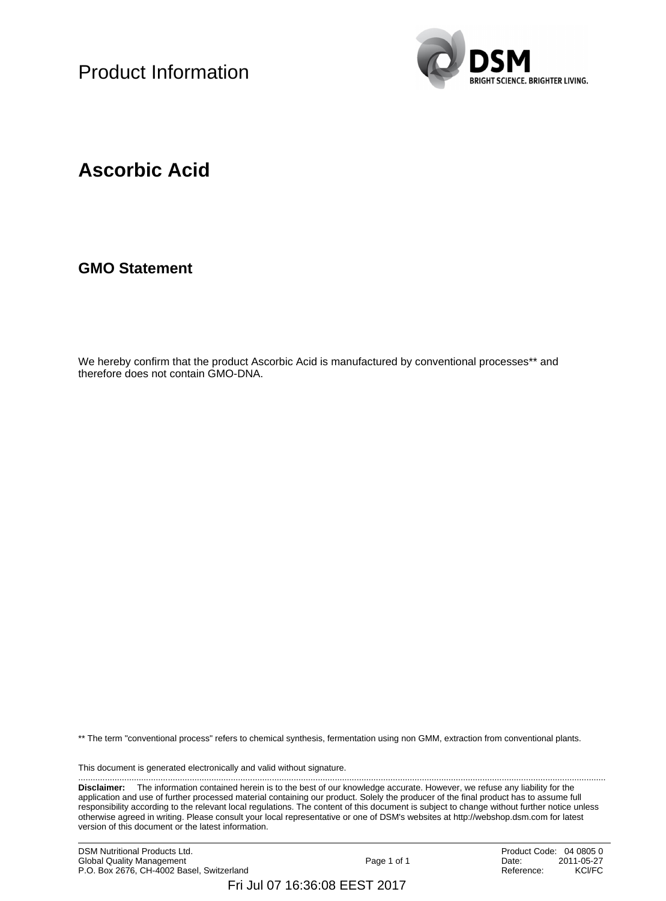# Product Information

## Ascorbic Acid

### GMO Statement

We hereby confirm that the product Ascorbic Acid is manufactured by conventional processes** and therefore does not contain GMO-DNA.

** The term "conventional process" refers to chemical synthesis, fermentation using non GMM, extraction from conventional plants.

This document is generated electronically and valid without signature.

**Disclaimer:** The information contained herein is to the best of our knowledge accurate. However, we refuse any liability for the application and use of further processed material containing our product. Solely the producer of the final product has to assume full responsibility according to the relevant local regulations. The content of this document is subject to change without further notice unless otherwise agreed in writing. Please consult your local representative or one of DSM's websites at http://webshop.dsm.com for latest version of this document or the latest information.

DSM Nutritional Products Ltd.
Global Quality Management
P.O. Box 2676, CH-4002 Basel, Switzerland

Product Code: 04 0805 0
Date: 2011-05-27
Reference: KCl/FC

Fri Jul 07 16:36:08 EEST 2017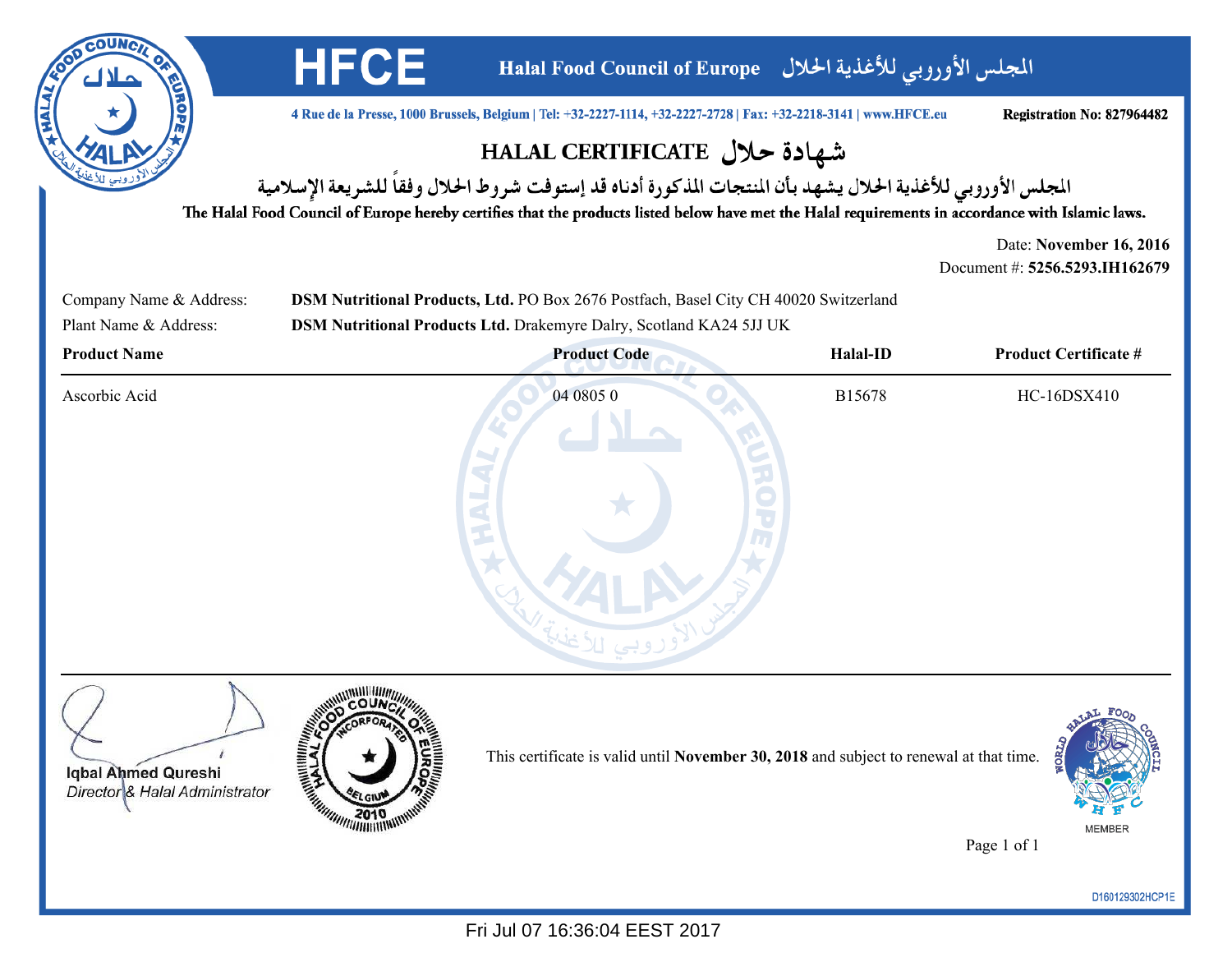# HFCE

**Halal Food Council of Europe** المجلس الأوروبي للأغذية الحلال

4 Rue de la Presse, 1000 Brussels, Belgium | Tel: +32-2227-1114, +32-2227-2728 | Fax: +32-2218-3141 | www.HFCE.eu

**Registration No: 827964482**

## HALAL CERTIFICATE شهادة حلال

**المجلس الأوروبي للأغذية الحلال يشهد بأن المنتجات المذكورة أدناه قد إستوفت شروط الحلال وفقاً للشريعة الإسلامية**

**The Halal Food Council of Europe hereby certifies that the products listed below have met the Halal requirements in accordance with Islamic laws.**

Date: **November 16, 2016**

Document #: **5256.5293.IH162679**

Company Name & Address: **DSM Nutritional Products, Ltd.** PO Box 2676 Postfach, Basel City CH 40020 Switzerland

Plant Name & Address: **DSM Nutritional Products Ltd.** Drakemyre Dalry, Scotland KA24 5JJ UK

| Product Name | Product Code | Halal-ID | Product Certificate # |
|---|---|---|---|
| Ascorbic Acid | 04 0805 0 | B15678 | HC-16DSX410 |

Iqbal Ahmed Qureshi
*Director & Halal Administrator*

This certificate is valid until **November 30, 2018** and subject to renewal at that time.

MEMBER

D160129302HCP1E

Fri Jul 07 16:36:04 EEST 2017